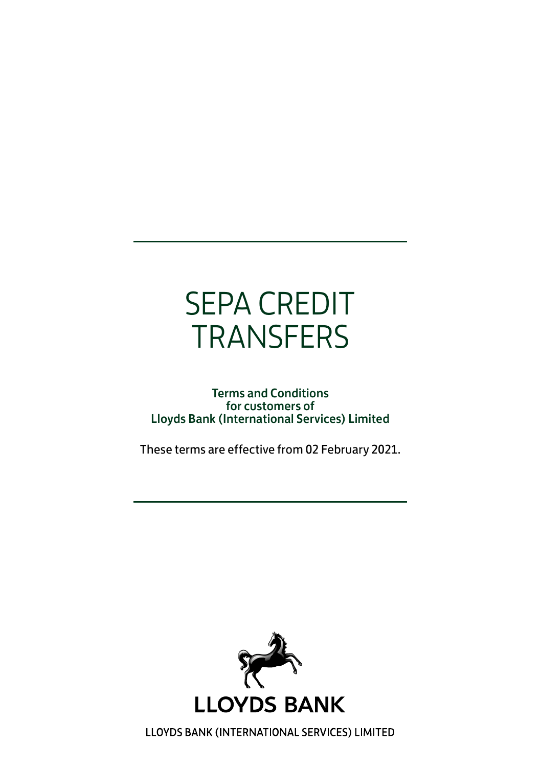# SEPA CREDIT TRANSFERS

**Terms and Conditions for customers of Lloyds Bank (International Services) Limited**

These terms are effective from 02 February 2021.

LLOYDS BANK

LLOYDS BANK (INTERNATIONAL SERVICES) LIMITED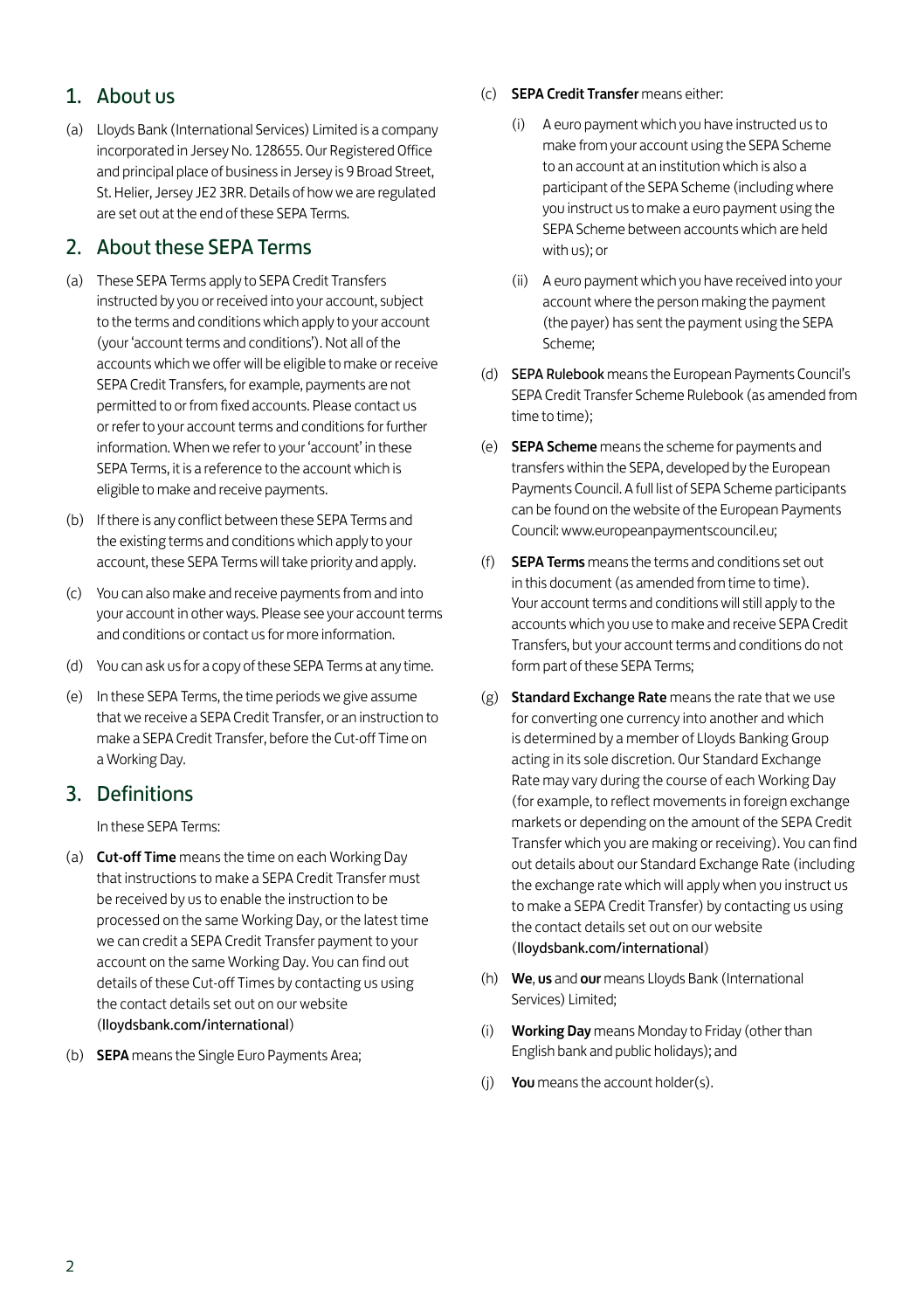## 1. About us

(a) Lloyds Bank (International Services) Limited is a company incorporated in Jersey No. 128655. Our Registered Office and principal place of business in Jersey is 9 Broad Street, St. Helier, Jersey JE2 3RR. Details of how we are regulated are set out at the end of these SEPA Terms.

## 2. About these SEPA Terms

(a) These SEPA Terms apply to SEPA Credit Transfers instructed by you or received into your account, subject to the terms and conditions which apply to your account (your 'account terms and conditions'). Not all of the accounts which we offer will be eligible to make or receive SEPA Credit Transfers, for example, payments are not permitted to or from fixed accounts. Please contact us or refer to your account terms and conditions for further information. When we refer to your 'account' in these SEPA Terms, it is a reference to the account which is eligible to make and receive payments.

(b) If there is any conflict between these SEPA Terms and the existing terms and conditions which apply to your account, these SEPA Terms will take priority and apply.

(c) You can also make and receive payments from and into your account in other ways. Please see your account terms and conditions or contact us for more information.

(d) You can ask us for a copy of these SEPA Terms at any time.

(e) In these SEPA Terms, the time periods we give assume that we receive a SEPA Credit Transfer, or an instruction to make a SEPA Credit Transfer, before the Cut-off Time on a Working Day.

## 3. Definitions

In these SEPA Terms:

(a) **Cut-off Time** means the time on each Working Day that instructions to make a SEPA Credit Transfer must be received by us to enable the instruction to be processed on the same Working Day, or the latest time we can credit a SEPA Credit Transfer payment to your account on the same Working Day. You can find out details of these Cut-off Times by contacting us using the contact details set out on our website (lloydsbank.com/international)

(b) **SEPA** means the Single Euro Payments Area;

(c) **SEPA Credit Transfer** means either:

(i) A euro payment which you have instructed us to make from your account using the SEPA Scheme to an account at an institution which is also a participant of the SEPA Scheme (including where you instruct us to make a euro payment using the SEPA Scheme between accounts which are held with us); or

(ii) A euro payment which you have received into your account where the person making the payment (the payer) has sent the payment using the SEPA Scheme;

(d) **SEPA Rulebook** means the European Payments Council's SEPA Credit Transfer Scheme Rulebook (as amended from time to time);

(e) **SEPA Scheme** means the scheme for payments and transfers within the SEPA, developed by the European Payments Council. A full list of SEPA Scheme participants can be found on the website of the European Payments Council: www.europeanpaymentscouncil.eu;

(f) **SEPA Terms** means the terms and conditions set out in this document (as amended from time to time). Your account terms and conditions will still apply to the accounts which you use to make and receive SEPA Credit Transfers, but your account terms and conditions do not form part of these SEPA Terms;

(g) **Standard Exchange Rate** means the rate that we use for converting one currency into another and which is determined by a member of Lloyds Banking Group acting in its sole discretion. Our Standard Exchange Rate may vary during the course of each Working Day (for example, to reflect movements in foreign exchange markets or depending on the amount of the SEPA Credit Transfer which you are making or receiving). You can find out details about our Standard Exchange Rate (including the exchange rate which will apply when you instruct us to make a SEPA Credit Transfer) by contacting us using the contact details set out on our website (lloydsbank.com/international)

(h) **We**, **us** and **our** means Lloyds Bank (International Services) Limited;

(i) **Working Day** means Monday to Friday (other than English bank and public holidays); and

(j) **You** means the account holder(s).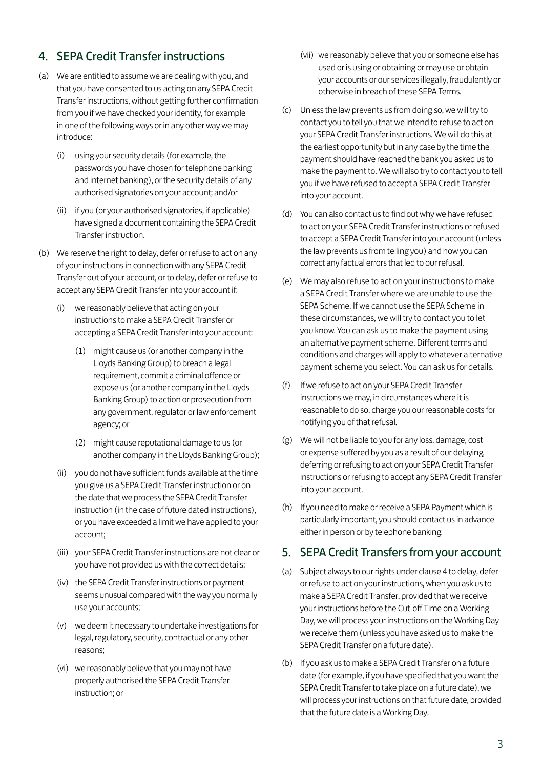## 4. SEPA Credit Transfer instructions

(a) We are entitled to assume we are dealing with you, and that you have consented to us acting on any SEPA Credit Transfer instructions, without getting further confirmation from you if we have checked your identity, for example in one of the following ways or in any other way we may introduce:

   (i) using your security details (for example, the passwords you have chosen for telephone banking and internet banking), or the security details of any authorised signatories on your account; and/or

   (ii) if you (or your authorised signatories, if applicable) have signed a document containing the SEPA Credit Transfer instruction.

(b) We reserve the right to delay, defer or refuse to act on any of your instructions in connection with any SEPA Credit Transfer out of your account, or to delay, defer or refuse to accept any SEPA Credit Transfer into your account if:

   (i) we reasonably believe that acting on your instructions to make a SEPA Credit Transfer or accepting a SEPA Credit Transfer into your account:

      (1) might cause us (or another company in the Lloyds Banking Group) to breach a legal requirement, commit a criminal offence or expose us (or another company in the Lloyds Banking Group) to action or prosecution from any government, regulator or law enforcement agency; or

      (2) might cause reputational damage to us (or another company in the Lloyds Banking Group);

   (ii) you do not have sufficient funds available at the time you give us a SEPA Credit Transfer instruction or on the date that we process the SEPA Credit Transfer instruction (in the case of future dated instructions), or you have exceeded a limit we have applied to your account;

   (iii) your SEPA Credit Transfer instructions are not clear or you have not provided us with the correct details;

   (iv) the SEPA Credit Transfer instructions or payment seems unusual compared with the way you normally use your accounts;

   (v) we deem it necessary to undertake investigations for legal, regulatory, security, contractual or any other reasons;

   (vi) we reasonably believe that you may not have properly authorised the SEPA Credit Transfer instruction; or

   (vii) we reasonably believe that you or someone else has used or is using or obtaining or may use or obtain your accounts or our services illegally, fraudulently or otherwise in breach of these SEPA Terms.

(c) Unless the law prevents us from doing so, we will try to contact you to tell you that we intend to refuse to act on your SEPA Credit Transfer instructions. We will do this at the earliest opportunity but in any case by the time the payment should have reached the bank you asked us to make the payment to. We will also try to contact you to tell you if we have refused to accept a SEPA Credit Transfer into your account.

(d) You can also contact us to find out why we have refused to act on your SEPA Credit Transfer instructions or refused to accept a SEPA Credit Transfer into your account (unless the law prevents us from telling you) and how you can correct any factual errors that led to our refusal.

(e) We may also refuse to act on your instructions to make a SEPA Credit Transfer where we are unable to use the SEPA Scheme. If we cannot use the SEPA Scheme in these circumstances, we will try to contact you to let you know. You can ask us to make the payment using an alternative payment scheme. Different terms and conditions and charges will apply to whatever alternative payment scheme you select. You can ask us for details.

(f) If we refuse to act on your SEPA Credit Transfer instructions we may, in circumstances where it is reasonable to do so, charge you our reasonable costs for notifying you of that refusal.

(g) We will not be liable to you for any loss, damage, cost or expense suffered by you as a result of our delaying, deferring or refusing to act on your SEPA Credit Transfer instructions or refusing to accept any SEPA Credit Transfer into your account.

(h) If you need to make or receive a SEPA Payment which is particularly important, you should contact us in advance either in person or by telephone banking.

## 5. SEPA Credit Transfers from your account

(a) Subject always to our rights under clause 4 to delay, defer or refuse to act on your instructions, when you ask us to make a SEPA Credit Transfer, provided that we receive your instructions before the Cut-off Time on a Working Day, we will process your instructions on the Working Day we receive them (unless you have asked us to make the SEPA Credit Transfer on a future date).

(b) If you ask us to make a SEPA Credit Transfer on a future date (for example, if you have specified that you want the SEPA Credit Transfer to take place on a future date), we will process your instructions on that future date, provided that the future date is a Working Day.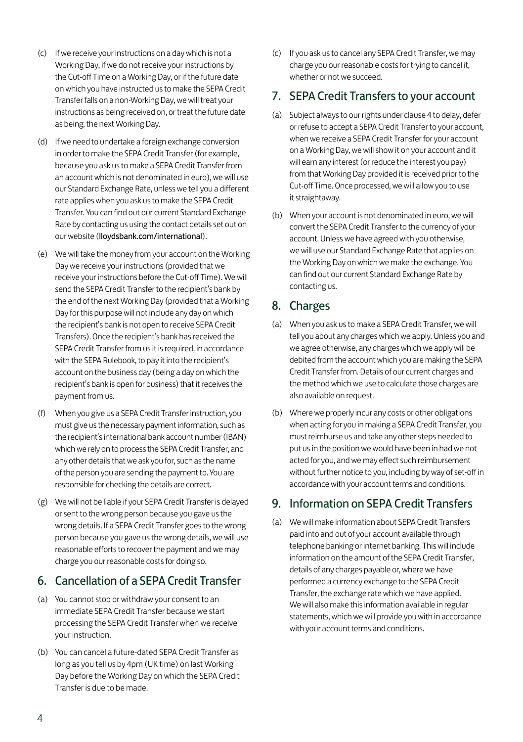(c) If we receive your instructions on a day which is not a Working Day, if we do not receive your instructions by the Cut-off Time on a Working Day, or if the future date on which you have instructed us to make the SEPA Credit Transfer falls on a non-Working Day, we will treat your instructions as being received on, or treat the future date as being, the next Working Day.

(d) If we need to undertake a foreign exchange conversion in order to make the SEPA Credit Transfer (for example, because you ask us to make a SEPA Credit Transfer from an account which is not denominated in euro), we will use our Standard Exchange Rate, unless we tell you a different rate applies when you ask us to make the SEPA Credit Transfer. You can find out our current Standard Exchange Rate by contacting us using the contact details set out on our website (lloydsbank.com/international).

(e) We will take the money from your account on the Working Day we receive your instructions (provided that we receive your instructions before the Cut-off Time). We will send the SEPA Credit Transfer to the recipient's bank by the end of the next Working Day (provided that a Working Day for this purpose will not include any day on which the recipient's bank is not open to receive SEPA Credit Transfers). Once the recipient's bank has received the SEPA Credit Transfer from us it is required, in accordance with the SEPA Rulebook, to pay it into the recipient's account on the business day (being a day on which the recipient's bank is open for business) that it receives the payment from us.

(f) When you give us a SEPA Credit Transfer instruction, you must give us the necessary payment information, such as the recipient's international bank account number (IBAN) which we rely on to process the SEPA Credit Transfer, and any other details that we ask you for, such as the name of the person you are sending the payment to. You are responsible for checking the details are correct.

(g) We will not be liable if your SEPA Credit Transfer is delayed or sent to the wrong person because you gave us the wrong details. If a SEPA Credit Transfer goes to the wrong person because you gave us the wrong details, we will use reasonable efforts to recover the payment and we may charge you our reasonable costs for doing so.

## 6. Cancellation of a SEPA Credit Transfer

(a) You cannot stop or withdraw your consent to an immediate SEPA Credit Transfer because we start processing the SEPA Credit Transfer when we receive your instruction.

(b) You can cancel a future-dated SEPA Credit Transfer as long as you tell us by 4pm (UK time) on last Working Day before the Working Day on which the SEPA Credit Transfer is due to be made.

(c) If you ask us to cancel any SEPA Credit Transfer, we may charge you our reasonable costs for trying to cancel it, whether or not we succeed.

## 7. SEPA Credit Transfers to your account

(a) Subject always to our rights under clause 4 to delay, defer or refuse to accept a SEPA Credit Transfer to your account, when we receive a SEPA Credit Transfer for your account on a Working Day, we will show it on your account and it will earn any interest (or reduce the interest you pay) from that Working Day provided it is received prior to the Cut-off Time. Once processed, we will allow you to use it straightaway.

(b) When your account is not denominated in euro, we will convert the SEPA Credit Transfer to the currency of your account. Unless we have agreed with you otherwise, we will use our Standard Exchange Rate that applies on the Working Day on which we make the exchange. You can find out our current Standard Exchange Rate by contacting us.

## 8. Charges

(a) When you ask us to make a SEPA Credit Transfer, we will tell you about any charges which we apply. Unless you and we agree otherwise, any charges which we apply will be debited from the account which you are making the SEPA Credit Transfer from. Details of our current charges and the method which we use to calculate those charges are also available on request.

(b) Where we properly incur any costs or other obligations when acting for you in making a SEPA Credit Transfer, you must reimburse us and take any other steps needed to put us in the position we would have been in had we not acted for you, and we may effect such reimbursement without further notice to you, including by way of set-off in accordance with your account terms and conditions.

## 9. Information on SEPA Credit Transfers

(a) We will make information about SEPA Credit Transfers paid into and out of your account available through telephone banking or internet banking. This will include information on the amount of the SEPA Credit Transfer, details of any charges payable or, where we have performed a currency exchange to the SEPA Credit Transfer, the exchange rate which we have applied. We will also make this information available in regular statements, which we will provide you with in accordance with your account terms and conditions.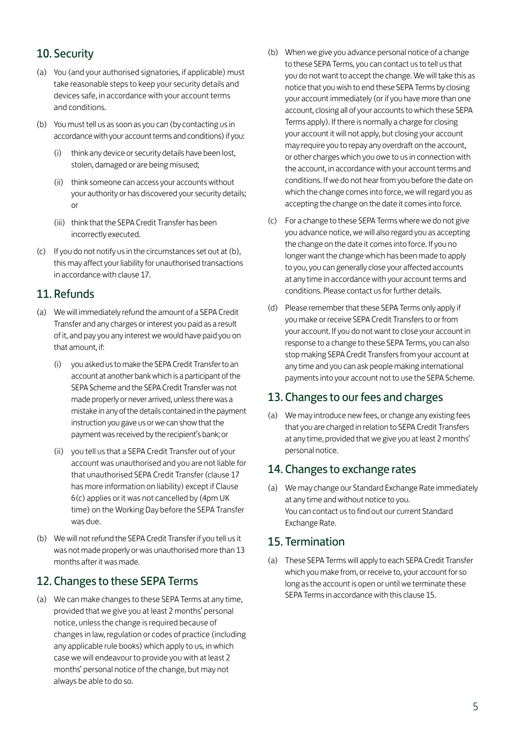## 10. Security

(a) You (and your authorised signatories, if applicable) must take reasonable steps to keep your security details and devices safe, in accordance with your account terms and conditions.

(b) You must tell us as soon as you can (by contacting us in accordance with your account terms and conditions) if you:

   (i) think any device or security details have been lost, stolen, damaged or are being misused;

   (ii) think someone can access your accounts without your authority or has discovered your security details; or

   (iii) think that the SEPA Credit Transfer has been incorrectly executed.

(c) If you do not notify us in the circumstances set out at (b), this may affect your liability for unauthorised transactions in accordance with clause 17.

## 11. Refunds

(a) We will immediately refund the amount of a SEPA Credit Transfer and any charges or interest you paid as a result of it, and pay you any interest we would have paid you on that amount, if:

   (i) you asked us to make the SEPA Credit Transfer to an account at another bank which is a participant of the SEPA Scheme and the SEPA Credit Transfer was not made properly or never arrived, unless there was a mistake in any of the details contained in the payment instruction you gave us or we can show that the payment was received by the recipient's bank; or

   (ii) you tell us that a SEPA Credit Transfer out of your account was unauthorised and you are not liable for that unauthorised SEPA Credit Transfer (clause 17 has more information on liability) except if Clause 6(c) applies or it was not cancelled by (4pm UK time) on the Working Day before the SEPA Transfer was due.

(b) We will not refund the SEPA Credit Transfer if you tell us it was not made properly or was unauthorised more than 13 months after it was made.

## 12. Changes to these SEPA Terms

(a) We can make changes to these SEPA Terms at any time, provided that we give you at least 2 months' personal notice, unless the change is required because of changes in law, regulation or codes of practice (including any applicable rule books) which apply to us, in which case we will endeavour to provide you with at least 2 months' personal notice of the change, but may not always be able to do so.

(b) When we give you advance personal notice of a change to these SEPA Terms, you can contact us to tell us that you do not want to accept the change. We will take this as notice that you wish to end these SEPA Terms by closing your account immediately (or if you have more than one account, closing all of your accounts to which these SEPA Terms apply). If there is normally a charge for closing your account it will not apply, but closing your account may require you to repay any overdraft on the account, or other charges which you owe to us in connection with the account, in accordance with your account terms and conditions. If we do not hear from you before the date on which the change comes into force, we will regard you as accepting the change on the date it comes into force.

(c) For a change to these SEPA Terms where we do not give you advance notice, we will also regard you as accepting the change on the date it comes into force. If you no longer want the change which has been made to apply to you, you can generally close your affected accounts at any time in accordance with your account terms and conditions. Please contact us for further details.

(d) Please remember that these SEPA Terms only apply if you make or receive SEPA Credit Transfers to or from your account. If you do not want to close your account in response to a change to these SEPA Terms, you can also stop making SEPA Credit Transfers from your account at any time and you can ask people making international payments into your account not to use the SEPA Scheme.

## 13. Changes to our fees and charges

(a) We may introduce new fees, or change any existing fees that you are charged in relation to SEPA Credit Transfers at any time, provided that we give you at least 2 months' personal notice.

## 14. Changes to exchange rates

(a) We may change our Standard Exchange Rate immediately at any time and without notice to you.
You can contact us to find out our current Standard Exchange Rate.

## 15. Termination

(a) These SEPA Terms will apply to each SEPA Credit Transfer which you make from, or receive to, your account for so long as the account is open or until we terminate these SEPA Terms in accordance with this clause 15.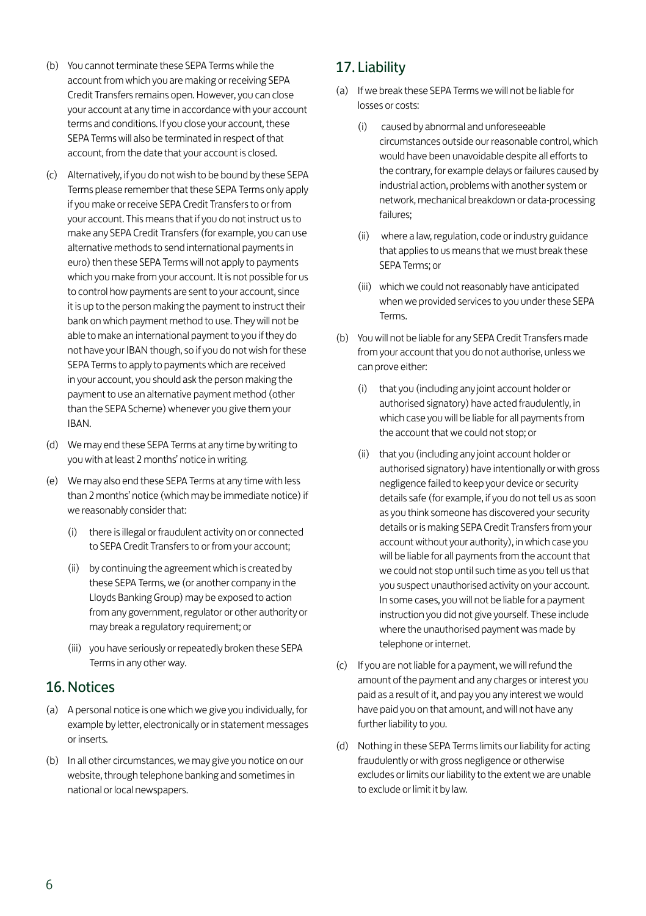(b) You cannot terminate these SEPA Terms while the account from which you are making or receiving SEPA Credit Transfers remains open. However, you can close your account at any time in accordance with your account terms and conditions. If you close your account, these SEPA Terms will also be terminated in respect of that account, from the date that your account is closed.

(c) Alternatively, if you do not wish to be bound by these SEPA Terms please remember that these SEPA Terms only apply if you make or receive SEPA Credit Transfers to or from your account. This means that if you do not instruct us to make any SEPA Credit Transfers (for example, you can use alternative methods to send international payments in euro) then these SEPA Terms will not apply to payments which you make from your account. It is not possible for us to control how payments are sent to your account, since it is up to the person making the payment to instruct their bank on which payment method to use. They will not be able to make an international payment to you if they do not have your IBAN though, so if you do not wish for these SEPA Terms to apply to payments which are received in your account, you should ask the person making the payment to use an alternative payment method (other than the SEPA Scheme) whenever you give them your IBAN.

(d) We may end these SEPA Terms at any time by writing to you with at least 2 months' notice in writing.

(e) We may also end these SEPA Terms at any time with less than 2 months' notice (which may be immediate notice) if we reasonably consider that:

   (i) there is illegal or fraudulent activity on or connected to SEPA Credit Transfers to or from your account;

   (ii) by continuing the agreement which is created by these SEPA Terms, we (or another company in the Lloyds Banking Group) may be exposed to action from any government, regulator or other authority or may break a regulatory requirement; or

   (iii) you have seriously or repeatedly broken these SEPA Terms in any other way.

## 16. Notices

(a) A personal notice is one which we give you individually, for example by letter, electronically or in statement messages or inserts.

(b) In all other circumstances, we may give you notice on our website, through telephone banking and sometimes in national or local newspapers.

## 17. Liability

(a) If we break these SEPA Terms we will not be liable for losses or costs:

   (i) caused by abnormal and unforeseeable circumstances outside our reasonable control, which would have been unavoidable despite all efforts to the contrary, for example delays or failures caused by industrial action, problems with another system or network, mechanical breakdown or data-processing failures;

   (ii) where a law, regulation, code or industry guidance that applies to us means that we must break these SEPA Terms; or

   (iii) which we could not reasonably have anticipated when we provided services to you under these SEPA Terms.

(b) You will not be liable for any SEPA Credit Transfers made from your account that you do not authorise, unless we can prove either:

   (i) that you (including any joint account holder or authorised signatory) have acted fraudulently, in which case you will be liable for all payments from the account that we could not stop; or

   (ii) that you (including any joint account holder or authorised signatory) have intentionally or with gross negligence failed to keep your device or security details safe (for example, if you do not tell us as soon as you think someone has discovered your security details or is making SEPA Credit Transfers from your account without your authority), in which case you will be liable for all payments from the account that we could not stop until such time as you tell us that you suspect unauthorised activity on your account. In some cases, you will not be liable for a payment instruction you did not give yourself. These include where the unauthorised payment was made by telephone or internet.

(c) If you are not liable for a payment, we will refund the amount of the payment and any charges or interest you paid as a result of it, and pay you any interest we would have paid you on that amount, and will not have any further liability to you.

(d) Nothing in these SEPA Terms limits our liability for acting fraudulently or with gross negligence or otherwise excludes or limits our liability to the extent we are unable to exclude or limit it by law.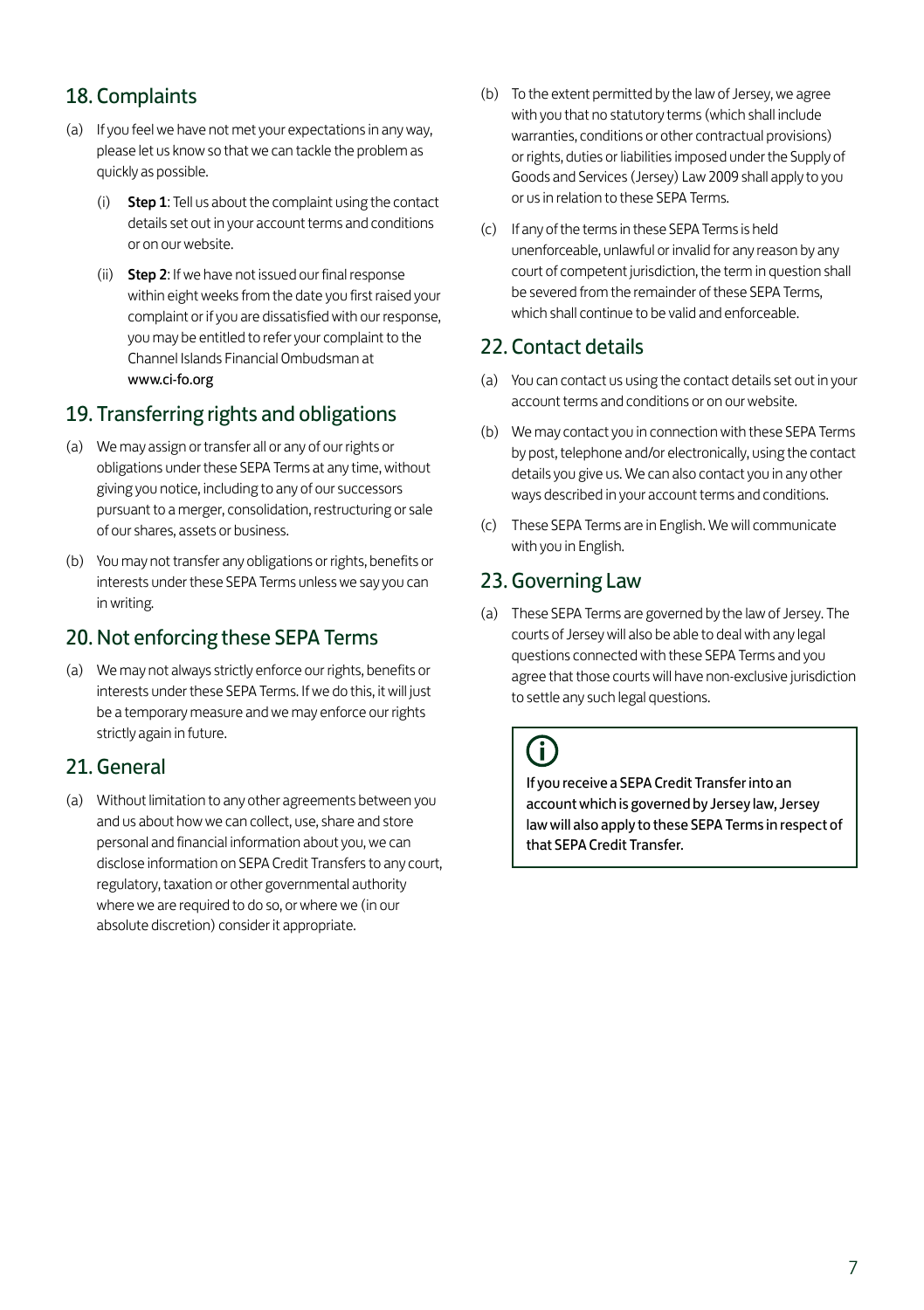## 18. Complaints

(a) If you feel we have not met your expectations in any way, please let us know so that we can tackle the problem as quickly as possible.

  (i) **Step 1**: Tell us about the complaint using the contact details set out in your account terms and conditions or on our website.

  (ii) **Step 2**: If we have not issued our final response within eight weeks from the date you first raised your complaint or if you are dissatisfied with our response, you may be entitled to refer your complaint to the Channel Islands Financial Ombudsman at www.ci-fo.org

## 19. Transferring rights and obligations

(a) We may assign or transfer all or any of our rights or obligations under these SEPA Terms at any time, without giving you notice, including to any of our successors pursuant to a merger, consolidation, restructuring or sale of our shares, assets or business.

(b) You may not transfer any obligations or rights, benefits or interests under these SEPA Terms unless we say you can in writing.

## 20. Not enforcing these SEPA Terms

(a) We may not always strictly enforce our rights, benefits or interests under these SEPA Terms. If we do this, it will just be a temporary measure and we may enforce our rights strictly again in future.

## 21. General

(a) Without limitation to any other agreements between you and us about how we can collect, use, share and store personal and financial information about you, we can disclose information on SEPA Credit Transfers to any court, regulatory, taxation or other governmental authority where we are required to do so, or where we (in our absolute discretion) consider it appropriate.

(b) To the extent permitted by the law of Jersey, we agree with you that no statutory terms (which shall include warranties, conditions or other contractual provisions) or rights, duties or liabilities imposed under the Supply of Goods and Services (Jersey) Law 2009 shall apply to you or us in relation to these SEPA Terms.

(c) If any of the terms in these SEPA Terms is held unenforceable, unlawful or invalid for any reason by any court of competent jurisdiction, the term in question shall be severed from the remainder of these SEPA Terms, which shall continue to be valid and enforceable.

## 22. Contact details

(a) You can contact us using the contact details set out in your account terms and conditions or on our website.

(b) We may contact you in connection with these SEPA Terms by post, telephone and/or electronically, using the contact details you give us. We can also contact you in any other ways described in your account terms and conditions.

(c) These SEPA Terms are in English. We will communicate with you in English.

## 23. Governing Law

(a) These SEPA Terms are governed by the law of Jersey. The courts of Jersey will also be able to deal with any legal questions connected with these SEPA Terms and you agree that those courts will have non-exclusive jurisdiction to settle any such legal questions.

> If you receive a SEPA Credit Transfer into an account which is governed by Jersey law, Jersey law will also apply to these SEPA Terms in respect of that SEPA Credit Transfer.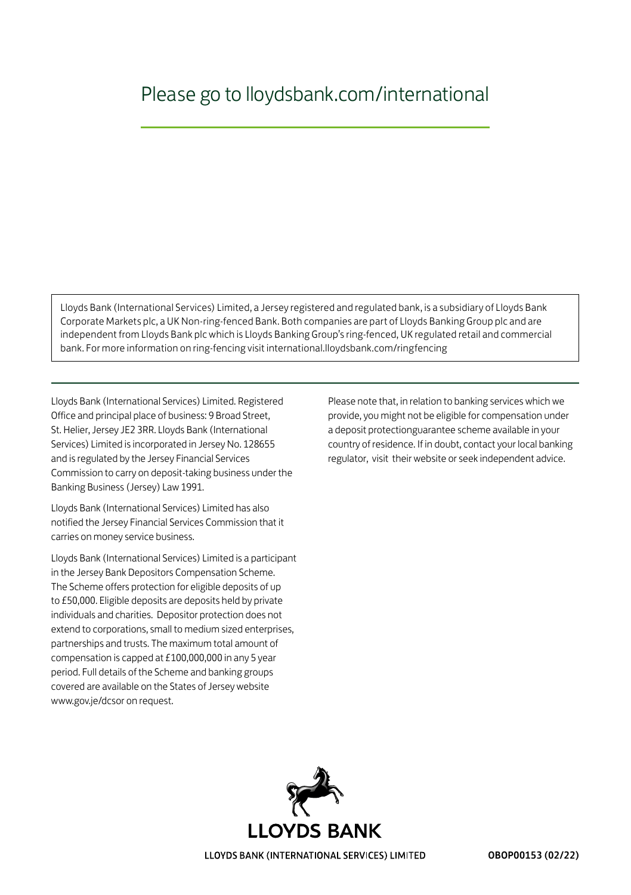## Please go to lloydsbank.com/international

Lloyds Bank (International Services) Limited, a Jersey registered and regulated bank, is a subsidiary of Lloyds Bank Corporate Markets plc, a UK Non-ring-fenced Bank. Both companies are part of Lloyds Banking Group plc and are independent from Lloyds Bank plc which is Lloyds Banking Group's ring-fenced, UK regulated retail and commercial bank. For more information on ring-fencing visit international.lloydsbank.com/ringfencing

Lloyds Bank (International Services) Limited. Registered Office and principal place of business: 9 Broad Street, St. Helier, Jersey JE2 3RR. Lloyds Bank (International Services) Limited is incorporated in Jersey No. 128655 and is regulated by the Jersey Financial Services Commission to carry on deposit-taking business under the Banking Business (Jersey) Law 1991.

Lloyds Bank (International Services) Limited has also notified the Jersey Financial Services Commission that it carries on money service business.

Lloyds Bank (International Services) Limited is a participant in the Jersey Bank Depositors Compensation Scheme. The Scheme offers protection for eligible deposits of up to £50,000. Eligible deposits are deposits held by private individuals and charities. Depositor protection does not extend to corporations, small to medium sized enterprises, partnerships and trusts. The maximum total amount of compensation is capped at £100,000,000 in any 5 year period. Full details of the Scheme and banking groups covered are available on the States of Jersey website www.gov.je/dcsor on request.

Please note that, in relation to banking services which we provide, you might not be eligible for compensation under a deposit protectionguarantee scheme available in your country of residence. If in doubt, contact your local banking regulator, visit their website or seek independent advice.

LLOYDS BANK

LLOYDS BANK (INTERNATIONAL SERVICES) LIMITED

OBOP00153 (02/22)